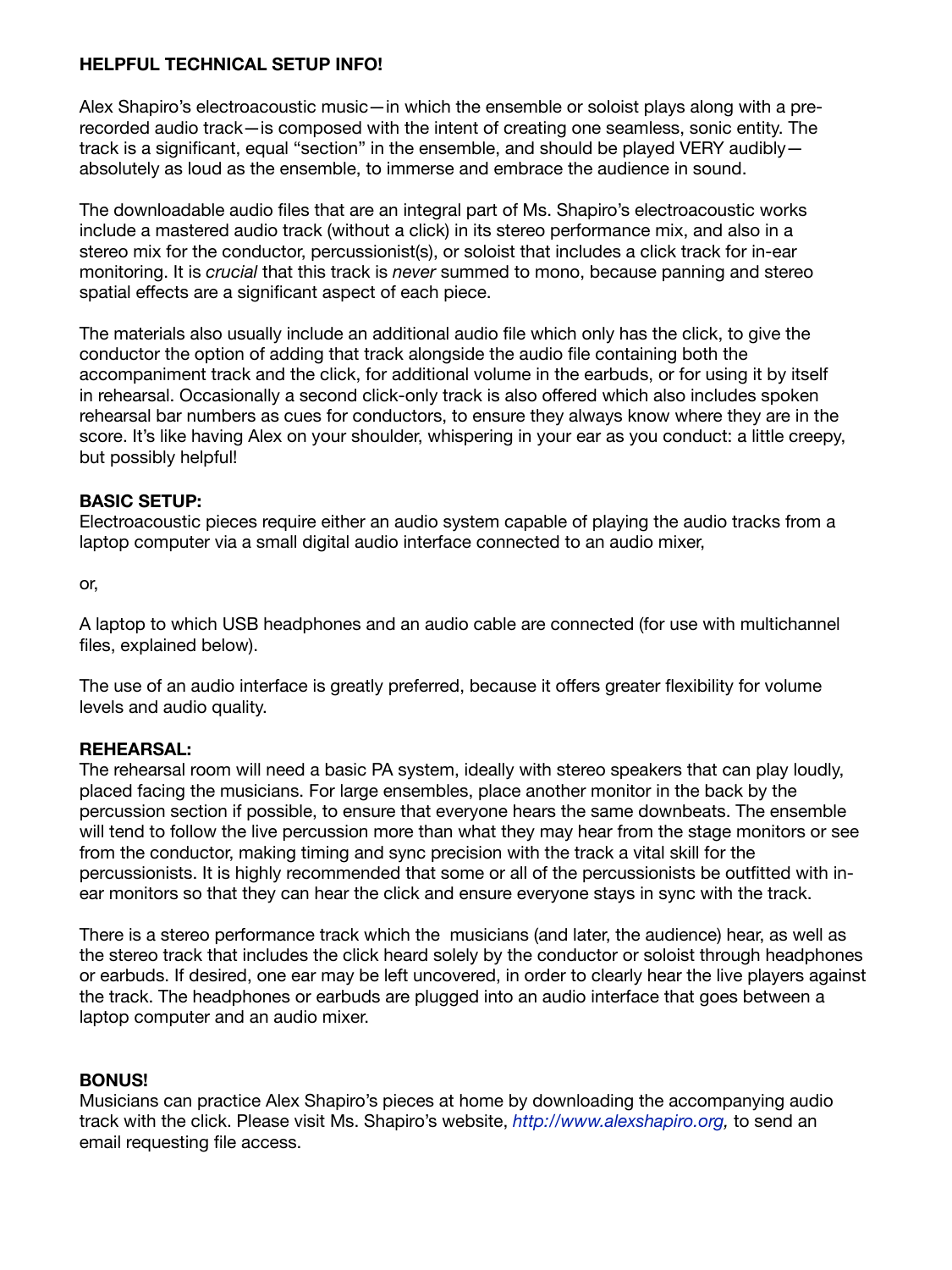**HELPFUL TECHNICAL SETUP INFO!**

Alex Shapiro's electroacoustic music—in which the ensemble or soloist plays along with a pre-recorded audio track—is composed with the intent of creating one seamless, sonic entity. The track is a significant, equal "section" in the ensemble, and should be played VERY audibly—absolutely as loud as the ensemble, to immerse and embrace the audience in sound.

The downloadable audio files that are an integral part of Ms. Shapiro's electroacoustic works include a mastered audio track (without a click) in its stereo performance mix, and also in a stereo mix for the conductor, percussionist(s), or soloist that includes a click track for in-ear monitoring. It is *crucial* that this track is *never* summed to mono, because panning and stereo spatial effects are a significant aspect of each piece.

The materials also usually include an additional audio file which only has the click, to give the conductor the option of adding that track alongside the audio file containing both the accompaniment track and the click, for additional volume in the earbuds, or for using it by itself in rehearsal. Occasionally a second click-only track is also offered which also includes spoken rehearsal bar numbers as cues for conductors, to ensure they always know where they are in the score. It's like having Alex on your shoulder, whispering in your ear as you conduct: a little creepy, but possibly helpful!

**BASIC SETUP:**
Electroacoustic pieces require either an audio system capable of playing the audio tracks from a laptop computer via a small digital audio interface connected to an audio mixer,

or,

A laptop to which USB headphones and an audio cable are connected (for use with multichannel files, explained below).

The use of an audio interface is greatly preferred, because it offers greater flexibility for volume levels and audio quality.

**REHEARSAL:**
The rehearsal room will need a basic PA system, ideally with stereo speakers that can play loudly, placed facing the musicians. For large ensembles, place another monitor in the back by the percussion section if possible, to ensure that everyone hears the same downbeats. The ensemble will tend to follow the live percussion more than what they may hear from the stage monitors or see from the conductor, making timing and sync precision with the track a vital skill for the percussionists. It is highly recommended that some or all of the percussionists be outfitted with in-ear monitors so that they can hear the click and ensure everyone stays in sync with the track.

There is a stereo performance track which the musicians (and later, the audience) hear, as well as the stereo track that includes the click heard solely by the conductor or soloist through headphones or earbuds. If desired, one ear may be left uncovered, in order to clearly hear the live players against the track. The headphones or earbuds are plugged into an audio interface that goes between a laptop computer and an audio mixer.

**BONUS!**
Musicians can practice Alex Shapiro's pieces at home by downloading the accompanying audio track with the click. Please visit Ms. Shapiro's website, *http://www.alexshapiro.org,* to send an email requesting file access.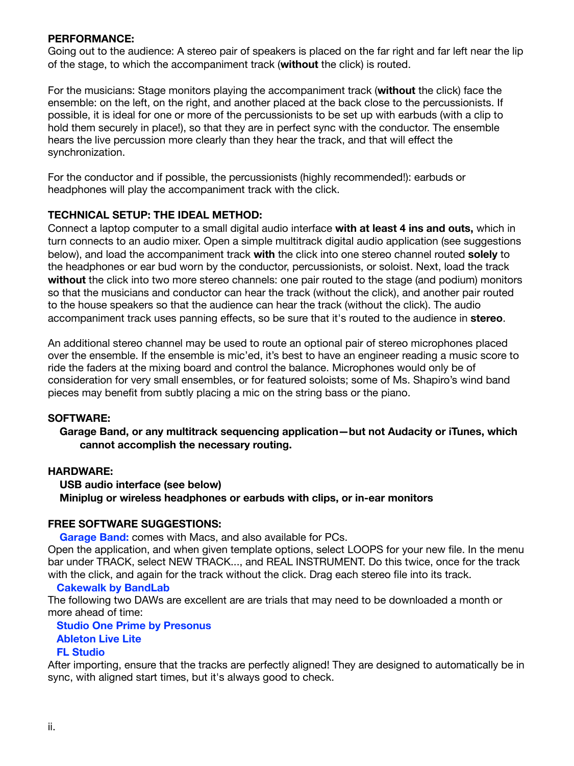**PERFORMANCE:**

Going out to the audience: A stereo pair of speakers is placed on the far right and far left near the lip of the stage, to which the accompaniment track (**without** the click) is routed.

For the musicians: Stage monitors playing the accompaniment track (**without** the click) face the ensemble: on the left, on the right, and another placed at the back close to the percussionists. If possible, it is ideal for one or more of the percussionists to be set up with earbuds (with a clip to hold them securely in place!), so that they are in perfect sync with the conductor. The ensemble hears the live percussion more clearly than they hear the track, and that will effect the synchronization.

For the conductor and if possible, the percussionists (highly recommended!): earbuds or headphones will play the accompaniment track with the click.

**TECHNICAL SETUP: THE IDEAL METHOD:**

Connect a laptop computer to a small digital audio interface **with at least 4 ins and outs,** which in turn connects to an audio mixer. Open a simple multitrack digital audio application (see suggestions below), and load the accompaniment track **with** the click into one stereo channel routed **solely** to the headphones or ear bud worn by the conductor, percussionists, or soloist. Next, load the track **without** the click into two more stereo channels: one pair routed to the stage (and podium) monitors so that the musicians and conductor can hear the track (without the click), and another pair routed to the house speakers so that the audience can hear the track (without the click). The audio accompaniment track uses panning effects, so be sure that it's routed to the audience in **stereo**.

An additional stereo channel may be used to route an optional pair of stereo microphones placed over the ensemble. If the ensemble is mic'ed, it's best to have an engineer reading a music score to ride the faders at the mixing board and control the balance. Microphones would only be of consideration for very small ensembles, or for featured soloists; some of Ms. Shapiro's wind band pieces may benefit from subtly placing a mic on the string bass or the piano.

**SOFTWARE:**

**Garage Band, or any multitrack sequencing application—but not Audacity or iTunes, which cannot accomplish the necessary routing.**

**HARDWARE:**

**USB audio interface (see below)**
**Miniplug or wireless headphones or earbuds with clips, or in-ear monitors**

**FREE SOFTWARE SUGGESTIONS:**

**Garage Band:** comes with Macs, and also available for PCs.
Open the application, and when given template options, select LOOPS for your new file. In the menu bar under TRACK, select NEW TRACK..., and REAL INSTRUMENT. Do this twice, once for the track with the click, and again for the track without the click. Drag each stereo file into its track.

**Cakewalk by BandLab**

The following two DAWs are excellent are are trials that may need to be downloaded a month or more ahead of time:

**Studio One Prime by Presonus**
**Ableton Live Lite**
**FL Studio**

After importing, ensure that the tracks are perfectly aligned! They are designed to automatically be in sync, with aligned start times, but it's always good to check.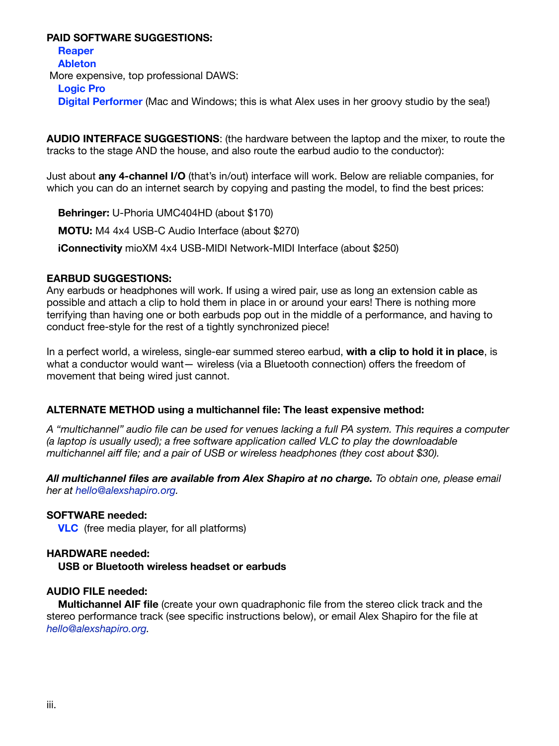**PAID SOFTWARE SUGGESTIONS:**

**Reaper**
**Ableton**

More expensive, top professional DAWS:

**Logic Pro**
**Digital Performer** (Mac and Windows; this is what Alex uses in her groovy studio by the sea!)

**AUDIO INTERFACE SUGGESTIONS**: (the hardware between the laptop and the mixer, to route the tracks to the stage AND the house, and also route the earbud audio to the conductor):

Just about **any 4-channel I/O** (that's in/out) interface will work. Below are reliable companies, for which you can do an internet search by copying and pasting the model, to find the best prices:

**Behringer:** U-Phoria UMC404HD (about $170)

**MOTU:** M4 4x4 USB-C Audio Interface (about $270)

**iConnectivity** mioXM 4x4 USB-MIDI Network-MIDI Interface (about $250)

**EARBUD SUGGESTIONS:**

Any earbuds or headphones will work. If using a wired pair, use as long an extension cable as possible and attach a clip to hold them in place in or around your ears! There is nothing more terrifying than having one or both earbuds pop out in the middle of a performance, and having to conduct free-style for the rest of a tightly synchronized piece!

In a perfect world, a wireless, single-ear summed stereo earbud, **with a clip to hold it in place**, is what a conductor would want— wireless (via a Bluetooth connection) offers the freedom of movement that being wired just cannot.

**ALTERNATE METHOD using a multichannel file: The least expensive method:**

*A "multichannel" audio file can be used for venues lacking a full PA system. This requires a computer (a laptop is usually used); a free software application called VLC to play the downloadable multichannel aiff file; and a pair of USB or wireless headphones (they cost about $30).*

***All multichannel files are available from Alex Shapiro at no charge.*** *To obtain one, please email her at hello@alexshapiro.org.*

**SOFTWARE needed:**

**VLC** (free media player, for all platforms)

**HARDWARE needed:**

**USB or Bluetooth wireless headset or earbuds**

**AUDIO FILE needed:**

**Multichannel AIF file** (create your own quadraphonic file from the stereo click track and the stereo performance track (see specific instructions below), or email Alex Shapiro for the file at *hello@alexshapiro.org*.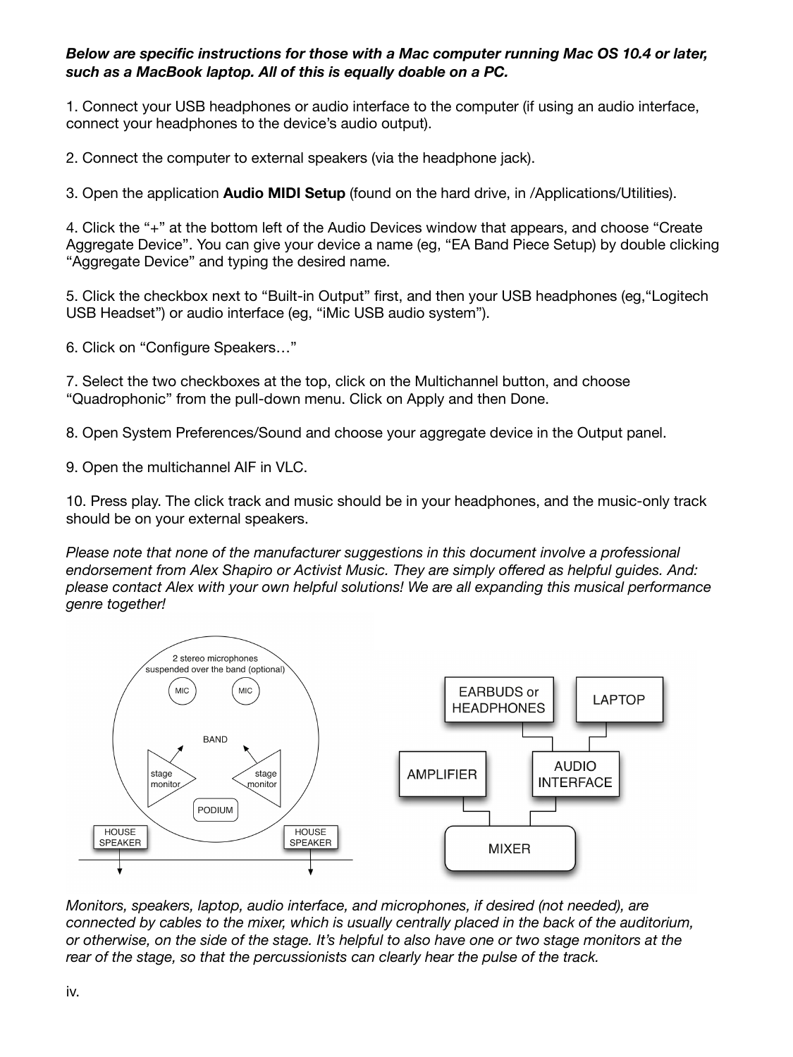***Below are specific instructions for those with a Mac computer running Mac OS 10.4 or later, such as a MacBook laptop. All of this is equally doable on a PC.***

1. Connect your USB headphones or audio interface to the computer (if using an audio interface, connect your headphones to the device's audio output).

2. Connect the computer to external speakers (via the headphone jack).

3. Open the application **Audio MIDI Setup** (found on the hard drive, in /Applications/Utilities).

4. Click the "+" at the bottom left of the Audio Devices window that appears, and choose "Create Aggregate Device". You can give your device a name (eg, "EA Band Piece Setup) by double clicking "Aggregate Device" and typing the desired name.

5. Click the checkbox next to "Built-in Output" first, and then your USB headphones (eg,"Logitech USB Headset") or audio interface (eg, "iMic USB audio system").

6. Click on "Configure Speakers…"

7. Select the two checkboxes at the top, click on the Multichannel button, and choose "Quadrophonic" from the pull-down menu. Click on Apply and then Done.

8. Open System Preferences/Sound and choose your aggregate device in the Output panel.

9. Open the multichannel AIF in VLC.

10. Press play. The click track and music should be in your headphones, and the music-only track should be on your external speakers.

*Please note that none of the manufacturer suggestions in this document involve a professional endorsement from Alex Shapiro or Activist Music. They are simply offered as helpful guides. And: please contact Alex with your own helpful solutions! We are all expanding this musical performance genre together!*

*Monitors, speakers, laptop, audio interface, and microphones, if desired (not needed), are connected by cables to the mixer, which is usually centrally placed in the back of the auditorium, or otherwise, on the side of the stage. It's helpful to also have one or two stage monitors at the rear of the stage, so that the percussionists can clearly hear the pulse of the track.*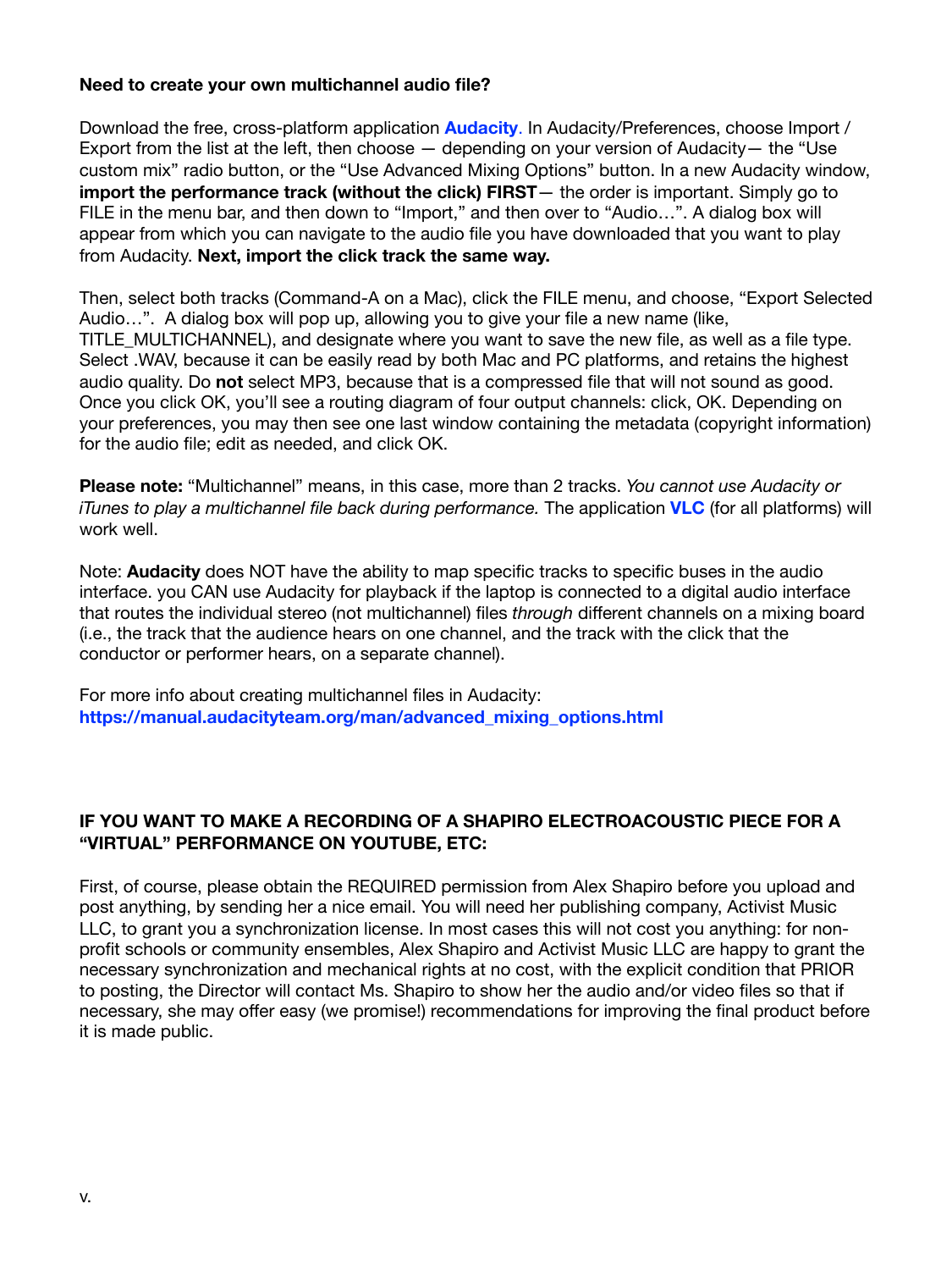**Need to create your own multichannel audio file?**

Download the free, cross-platform application **Audacity**. In Audacity/Preferences, choose Import / Export from the list at the left, then choose — depending on your version of Audacity— the "Use custom mix" radio button, or the "Use Advanced Mixing Options" button. In a new Audacity window, **import the performance track (without the click) FIRST**— the order is important. Simply go to FILE in the menu bar, and then down to "Import," and then over to "Audio…". A dialog box will appear from which you can navigate to the audio file you have downloaded that you want to play from Audacity. **Next, import the click track the same way.**

Then, select both tracks (Command-A on a Mac), click the FILE menu, and choose, "Export Selected Audio…". A dialog box will pop up, allowing you to give your file a new name (like, TITLE_MULTICHANNEL), and designate where you want to save the new file, as well as a file type. Select .WAV, because it can be easily read by both Mac and PC platforms, and retains the highest audio quality. Do **not** select MP3, because that is a compressed file that will not sound as good. Once you click OK, you'll see a routing diagram of four output channels: click, OK. Depending on your preferences, you may then see one last window containing the metadata (copyright information) for the audio file; edit as needed, and click OK.

**Please note:** "Multichannel" means, in this case, more than 2 tracks. *You cannot use Audacity or iTunes to play a multichannel file back during performance.* The application **VLC** (for all platforms) will work well.

Note: **Audacity** does NOT have the ability to map specific tracks to specific buses in the audio interface. you CAN use Audacity for playback if the laptop is connected to a digital audio interface that routes the individual stereo (not multichannel) files *through* different channels on a mixing board (i.e., the track that the audience hears on one channel, and the track with the click that the conductor or performer hears, on a separate channel).

For more info about creating multichannel files in Audacity:
**https://manual.audacityteam.org/man/advanced_mixing_options.html**

**IF YOU WANT TO MAKE A RECORDING OF A SHAPIRO ELECTROACOUSTIC PIECE FOR A "VIRTUAL" PERFORMANCE ON YOUTUBE, ETC:**

First, of course, please obtain the REQUIRED permission from Alex Shapiro before you upload and post anything, by sending her a nice email. You will need her publishing company, Activist Music LLC, to grant you a synchronization license. In most cases this will not cost you anything: for non-profit schools or community ensembles, Alex Shapiro and Activist Music LLC are happy to grant the necessary synchronization and mechanical rights at no cost, with the explicit condition that PRIOR to posting, the Director will contact Ms. Shapiro to show her the audio and/or video files so that if necessary, she may offer easy (we promise!) recommendations for improving the final product before it is made public.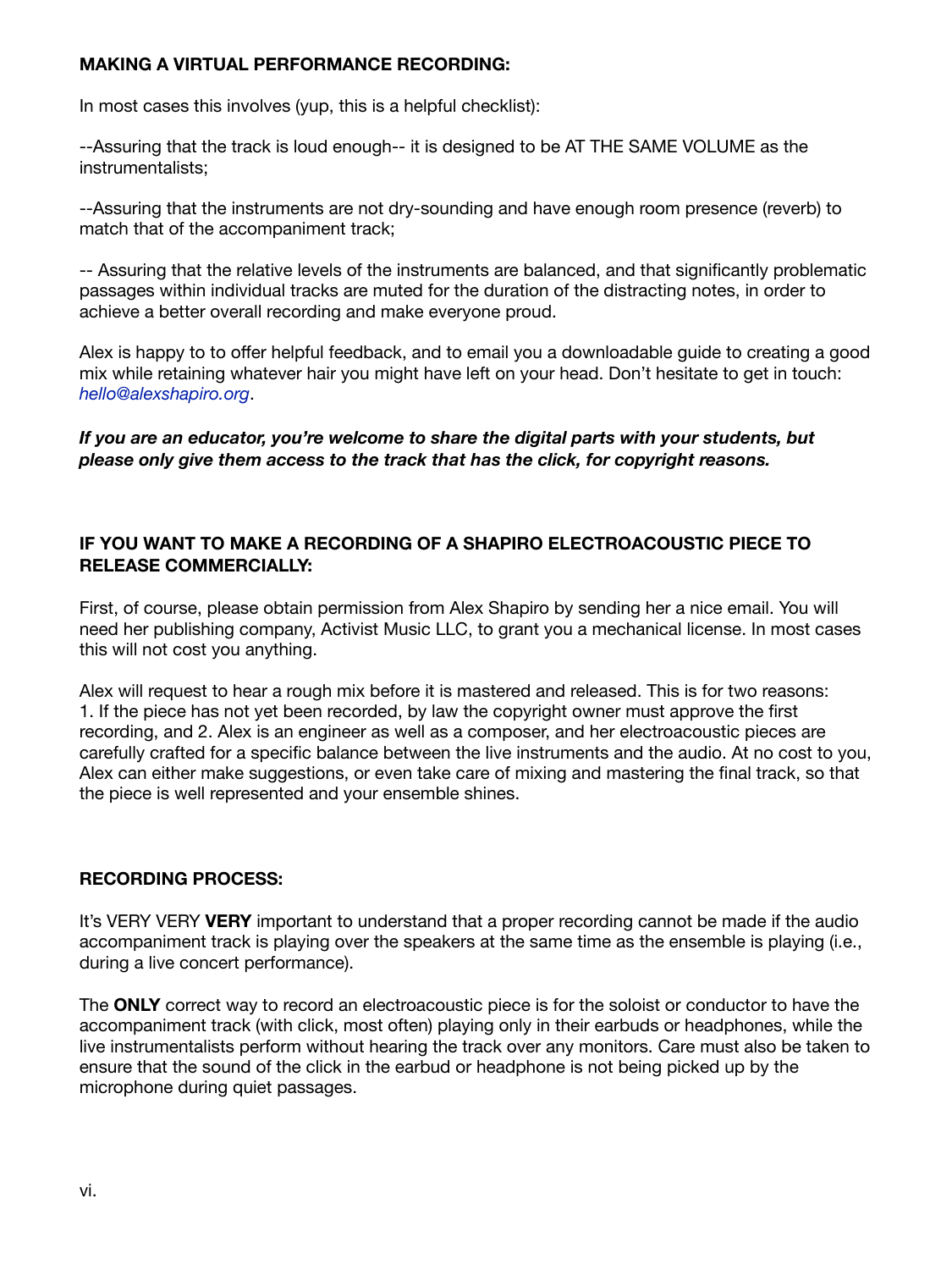**MAKING A VIRTUAL PERFORMANCE RECORDING:**

In most cases this involves (yup, this is a helpful checklist):

--Assuring that the track is loud enough-- it is designed to be AT THE SAME VOLUME as the instrumentalists;

--Assuring that the instruments are not dry-sounding and have enough room presence (reverb) to match that of the accompaniment track;

-- Assuring that the relative levels of the instruments are balanced, and that significantly problematic passages within individual tracks are muted for the duration of the distracting notes, in order to achieve a better overall recording and make everyone proud.

Alex is happy to to offer helpful feedback, and to email you a downloadable guide to creating a good mix while retaining whatever hair you might have left on your head. Don't hesitate to get in touch: *hello@alexshapiro.org*.

***If you are an educator, you're welcome to share the digital parts with your students, but please only give them access to the track that has the click, for copyright reasons.***

**IF YOU WANT TO MAKE A RECORDING OF A SHAPIRO ELECTROACOUSTIC PIECE TO RELEASE COMMERCIALLY:**

First, of course, please obtain permission from Alex Shapiro by sending her a nice email. You will need her publishing company, Activist Music LLC, to grant you a mechanical license. In most cases this will not cost you anything.

Alex will request to hear a rough mix before it is mastered and released. This is for two reasons: 1. If the piece has not yet been recorded, by law the copyright owner must approve the first recording, and 2. Alex is an engineer as well as a composer, and her electroacoustic pieces are carefully crafted for a specific balance between the live instruments and the audio. At no cost to you, Alex can either make suggestions, or even take care of mixing and mastering the final track, so that the piece is well represented and your ensemble shines.

**RECORDING PROCESS:**

It's VERY VERY **VERY** important to understand that a proper recording cannot be made if the audio accompaniment track is playing over the speakers at the same time as the ensemble is playing (i.e., during a live concert performance).

The **ONLY** correct way to record an electroacoustic piece is for the soloist or conductor to have the accompaniment track (with click, most often) playing only in their earbuds or headphones, while the live instrumentalists perform without hearing the track over any monitors. Care must also be taken to ensure that the sound of the click in the earbud or headphone is not being picked up by the microphone during quiet passages.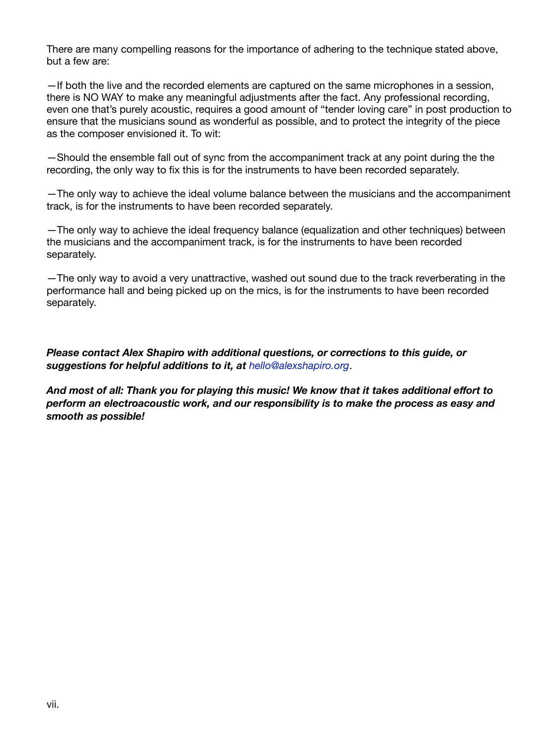There are many compelling reasons for the importance of adhering to the technique stated above, but a few are:

—If both the live and the recorded elements are captured on the same microphones in a session, there is NO WAY to make any meaningful adjustments after the fact. Any professional recording, even one that's purely acoustic, requires a good amount of "tender loving care" in post production to ensure that the musicians sound as wonderful as possible, and to protect the integrity of the piece as the composer envisioned it. To wit:

—Should the ensemble fall out of sync from the accompaniment track at any point during the the recording, the only way to fix this is for the instruments to have been recorded separately.

—The only way to achieve the ideal volume balance between the musicians and the accompaniment track, is for the instruments to have been recorded separately.

—The only way to achieve the ideal frequency balance (equalization and other techniques) between the musicians and the accompaniment track, is for the instruments to have been recorded separately.

—The only way to avoid a very unattractive, washed out sound due to the track reverberating in the performance hall and being picked up on the mics, is for the instruments to have been recorded separately.

***Please contact Alex Shapiro with additional questions, or corrections to this guide, or suggestions for helpful additions to it, at** hello@alexshapiro.org.*

***And most of all: Thank you for playing this music! We know that it takes additional effort to perform an electroacoustic work, and our responsibility is to make the process as easy and smooth as possible!***